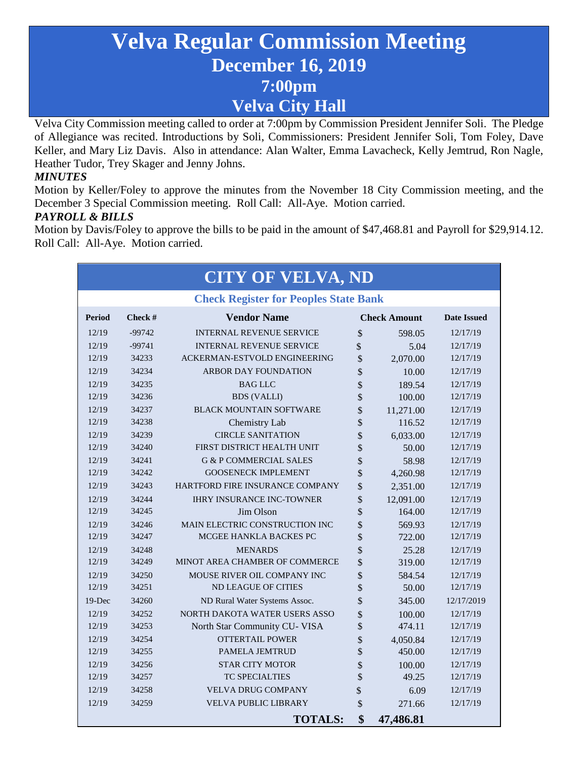# Velva Regular Commission Meeting
## December 16, 2019
## 7:00pm
## Velva City Hall

Velva City Commission meeting called to order at 7:00pm by Commission President Jennifer Soli. The Pledge of Allegiance was recited. Introductions by Soli, Commissioners: President Jennifer Soli, Tom Foley, Dave Keller, and Mary Liz Davis. Also in attendance: Alan Walter, Emma Lavacheck, Kelly Jemtrud, Ron Nagle, Heather Tudor, Trey Skager and Jenny Johns.

***MINUTES***

Motion by Keller/Foley to approve the minutes from the November 18 City Commission meeting, and the December 3 Special Commission meeting. Roll Call: All-Aye. Motion carried.

***PAYROLL & BILLS***

Motion by Davis/Foley to approve the bills to be paid in the amount of $47,468.81 and Payroll for $29,914.12. Roll Call: All-Aye. Motion carried.

## CITY OF VELVA, ND

### Check Register for Peoples State Bank

| Period | Check # | Vendor Name | Check Amount | | Date Issued |
|---|---|---|---|---|---|
| 12/19 | -99742 | INTERNAL REVENUE SERVICE | $ | 598.05 | 12/17/19 |
| 12/19 | -99741 | INTERNAL REVENUE SERVICE | $ | 5.04 | 12/17/19 |
| 12/19 | 34233 | ACKERMAN-ESTVOLD ENGINEERING | $ | 2,070.00 | 12/17/19 |
| 12/19 | 34234 | ARBOR DAY FOUNDATION | $ | 10.00 | 12/17/19 |
| 12/19 | 34235 | BAG LLC | $ | 189.54 | 12/17/19 |
| 12/19 | 34236 | BDS (VALLI) | $ | 100.00 | 12/17/19 |
| 12/19 | 34237 | BLACK MOUNTAIN SOFTWARE | $ | 11,271.00 | 12/17/19 |
| 12/19 | 34238 | Chemistry Lab | $ | 116.52 | 12/17/19 |
| 12/19 | 34239 | CIRCLE SANITATION | $ | 6,033.00 | 12/17/19 |
| 12/19 | 34240 | FIRST DISTRICT HEALTH UNIT | $ | 50.00 | 12/17/19 |
| 12/19 | 34241 | G & P COMMERCIAL SALES | $ | 58.98 | 12/17/19 |
| 12/19 | 34242 | GOOSENECK IMPLEMENT | $ | 4,260.98 | 12/17/19 |
| 12/19 | 34243 | HARTFORD FIRE INSURANCE COMPANY | $ | 2,351.00 | 12/17/19 |
| 12/19 | 34244 | IHRY INSURANCE INC-TOWNER | $ | 12,091.00 | 12/17/19 |
| 12/19 | 34245 | Jim Olson | $ | 164.00 | 12/17/19 |
| 12/19 | 34246 | MAIN ELECTRIC CONSTRUCTION INC | $ | 569.93 | 12/17/19 |
| 12/19 | 34247 | MCGEE HANKLA BACKES PC | $ | 722.00 | 12/17/19 |
| 12/19 | 34248 | MENARDS | $ | 25.28 | 12/17/19 |
| 12/19 | 34249 | MINOT AREA CHAMBER OF COMMERCE | $ | 319.00 | 12/17/19 |
| 12/19 | 34250 | MOUSE RIVER OIL COMPANY INC | $ | 584.54 | 12/17/19 |
| 12/19 | 34251 | ND LEAGUE OF CITIES | $ | 50.00 | 12/17/19 |
| 19-Dec | 34260 | ND Rural Water Systems Assoc. | $ | 345.00 | 12/17/2019 |
| 12/19 | 34252 | NORTH DAKOTA WATER USERS ASSO | $ | 100.00 | 12/17/19 |
| 12/19 | 34253 | North Star Community CU- VISA | $ | 474.11 | 12/17/19 |
| 12/19 | 34254 | OTTERTAIL POWER | $ | 4,050.84 | 12/17/19 |
| 12/19 | 34255 | PAMELA JEMTRUD | $ | 450.00 | 12/17/19 |
| 12/19 | 34256 | STAR CITY MOTOR | $ | 100.00 | 12/17/19 |
| 12/19 | 34257 | TC SPECIALTIES | $ | 49.25 | 12/17/19 |
| 12/19 | 34258 | VELVA DRUG COMPANY | $ | 6.09 | 12/17/19 |
| 12/19 | 34259 | VELVA PUBLIC LIBRARY | $ | 271.66 | 12/17/19 |
| | | **TOTALS:** | **$** | **47,486.81** | |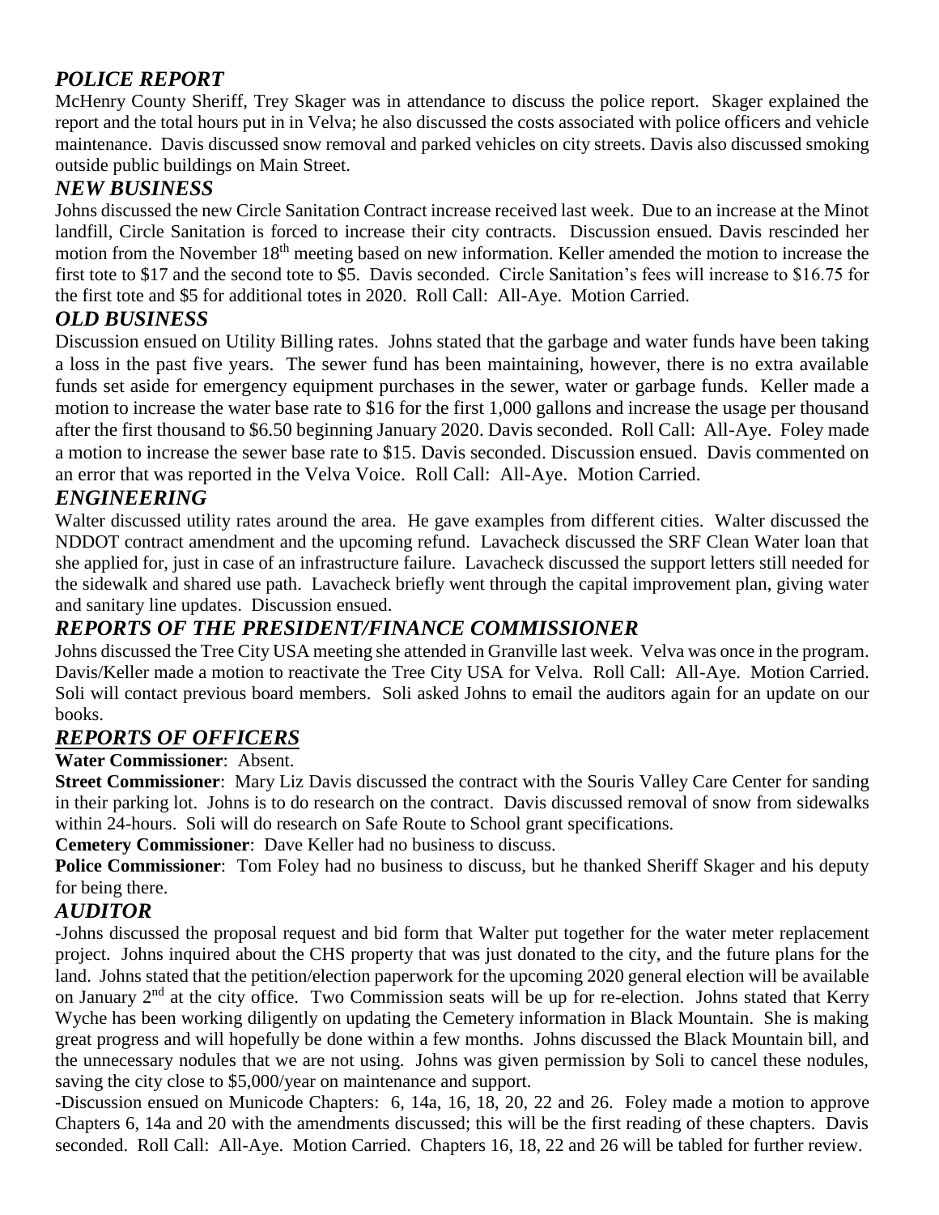## *POLICE REPORT*

McHenry County Sheriff, Trey Skager was in attendance to discuss the police report. Skager explained the report and the total hours put in in Velva; he also discussed the costs associated with police officers and vehicle maintenance. Davis discussed snow removal and parked vehicles on city streets. Davis also discussed smoking outside public buildings on Main Street.

## *NEW BUSINESS*

Johns discussed the new Circle Sanitation Contract increase received last week. Due to an increase at the Minot landfill, Circle Sanitation is forced to increase their city contracts. Discussion ensued. Davis rescinded her motion from the November 18th meeting based on new information. Keller amended the motion to increase the first tote to $17 and the second tote to $5. Davis seconded. Circle Sanitation's fees will increase to $16.75 for the first tote and $5 for additional totes in 2020. Roll Call: All-Aye. Motion Carried.

## *OLD BUSINESS*

Discussion ensued on Utility Billing rates. Johns stated that the garbage and water funds have been taking a loss in the past five years. The sewer fund has been maintaining, however, there is no extra available funds set aside for emergency equipment purchases in the sewer, water or garbage funds. Keller made a motion to increase the water base rate to $16 for the first 1,000 gallons and increase the usage per thousand after the first thousand to $6.50 beginning January 2020. Davis seconded. Roll Call: All-Aye. Foley made a motion to increase the sewer base rate to $15. Davis seconded. Discussion ensued. Davis commented on an error that was reported in the Velva Voice. Roll Call: All-Aye. Motion Carried.

## *ENGINEERING*

Walter discussed utility rates around the area. He gave examples from different cities. Walter discussed the NDDOT contract amendment and the upcoming refund. Lavacheck discussed the SRF Clean Water loan that she applied for, just in case of an infrastructure failure. Lavacheck discussed the support letters still needed for the sidewalk and shared use path. Lavacheck briefly went through the capital improvement plan, giving water and sanitary line updates. Discussion ensued.

## *REPORTS OF THE PRESIDENT/FINANCE COMMISSIONER*

Johns discussed the Tree City USA meeting she attended in Granville last week. Velva was once in the program. Davis/Keller made a motion to reactivate the Tree City USA for Velva. Roll Call: All-Aye. Motion Carried. Soli will contact previous board members. Soli asked Johns to email the auditors again for an update on our books.

## *REPORTS OF OFFICERS*

**Water Commissioner**: Absent.

**Street Commissioner**: Mary Liz Davis discussed the contract with the Souris Valley Care Center for sanding in their parking lot. Johns is to do research on the contract. Davis discussed removal of snow from sidewalks within 24-hours. Soli will do research on Safe Route to School grant specifications.

**Cemetery Commissioner**: Dave Keller had no business to discuss.

**Police Commissioner**: Tom Foley had no business to discuss, but he thanked Sheriff Skager and his deputy for being there.

## *AUDITOR*

-Johns discussed the proposal request and bid form that Walter put together for the water meter replacement project. Johns inquired about the CHS property that was just donated to the city, and the future plans for the land. Johns stated that the petition/election paperwork for the upcoming 2020 general election will be available on January 2nd at the city office. Two Commission seats will be up for re-election. Johns stated that Kerry Wyche has been working diligently on updating the Cemetery information in Black Mountain. She is making great progress and will hopefully be done within a few months. Johns discussed the Black Mountain bill, and the unnecessary nodules that we are not using. Johns was given permission by Soli to cancel these nodules, saving the city close to $5,000/year on maintenance and support.

-Discussion ensued on Municode Chapters: 6, 14a, 16, 18, 20, 22 and 26. Foley made a motion to approve Chapters 6, 14a and 20 with the amendments discussed; this will be the first reading of these chapters. Davis seconded. Roll Call: All-Aye. Motion Carried. Chapters 16, 18, 22 and 26 will be tabled for further review.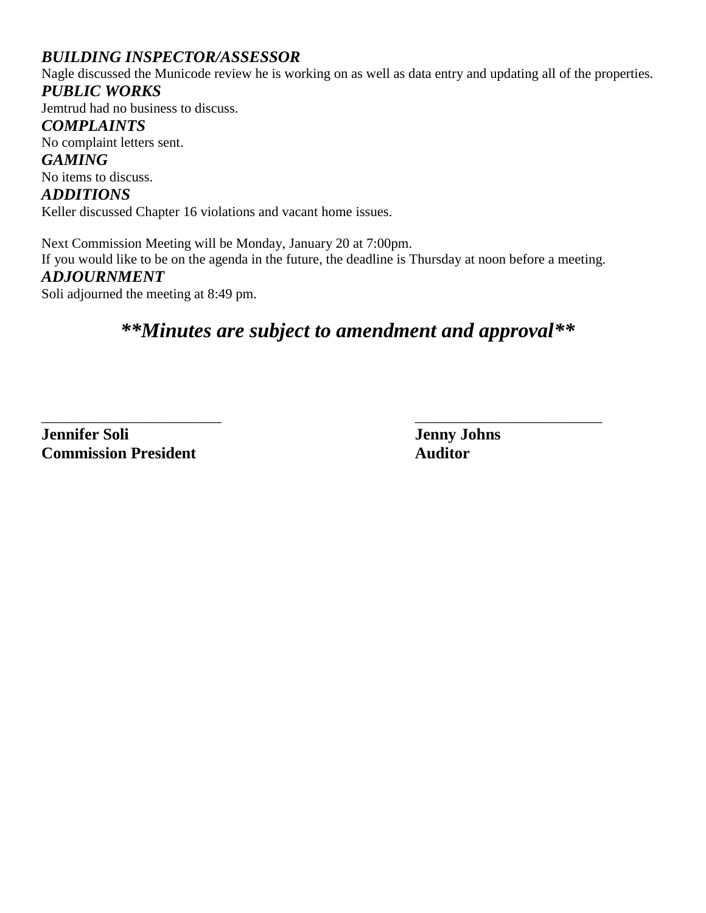### *BUILDING INSPECTOR/ASSESSOR*

Nagle discussed the Municode review he is working on as well as data entry and updating all of the properties.

### *PUBLIC WORKS*

Jemtrud had no business to discuss.

### *COMPLAINTS*

No complaint letters sent.

### *GAMING*

No items to discuss.

### *ADDITIONS*

Keller discussed Chapter 16 violations and vacant home issues.

Next Commission Meeting will be Monday, January 20 at 7:00pm.
If you would like to be on the agenda in the future, the deadline is Thursday at noon before a meeting.

### *ADJOURNMENT*

Soli adjourned the meeting at 8:49 pm.

## ***\*\*Minutes are subject to amendment and approval\*\****

________________________ ________________________

**Jennifer Soli**
**Commission President**

**Jenny Johns**
**Auditor**